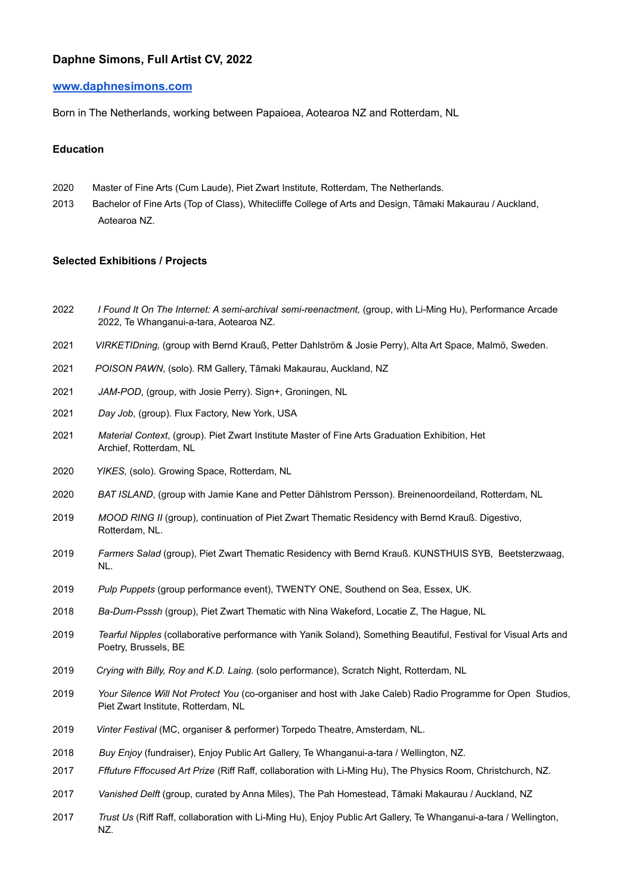**Daphne Simons, Full Artist CV, 2022**

[www.daphnesimons.com](http://www.daphnesimons.com)

Born in The Netherlands, working between Papaioea, Aotearoa NZ and Rotterdam, NL

**Education**

2020 Master of Fine Arts (Cum Laude), Piet Zwart Institute, Rotterdam, The Netherlands.

2013 Bachelor of Fine Arts (Top of Class), Whitecliffe College of Arts and Design, Tāmaki Makaurau / Auckland, Aotearoa NZ.

**Selected Exhibitions / Projects**

2022 *I Found It On The Internet: A semi-archival semi-reenactment,* (group, with Li-Ming Hu), Performance Arcade 2022, Te Whanganui-a-tara, Aotearoa NZ.

2021 *VIRKETIDning,* (group with Bernd Krauß, Petter Dahlström & Josie Perry), Alta Art Space, Malmö, Sweden.

2021 *POISON PAWN*, (solo). RM Gallery, Tāmaki Makaurau, Auckland, NZ

2021 *JAM-POD*, (group, with Josie Perry). Sign+, Groningen, NL

2021 *Day Job*, (group). Flux Factory, New York, USA

2021 *Material Context*, (group). Piet Zwart Institute Master of Fine Arts Graduation Exhibition, Het Archief, Rotterdam, NL

2020 *YIKES,* (solo). Growing Space, Rotterdam, NL

2020 *BAT ISLAND*, (group with Jamie Kane and Petter Dählstrom Persson). Breinenoordeiland, Rotterdam, NL

2019 *MOOD RING II* (group), continuation of Piet Zwart Thematic Residency with Bernd Krauß. Digestivo, Rotterdam, NL.

2019 *Farmers Salad* (group), Piet Zwart Thematic Residency with Bernd Krauß. KUNSTHUIS SYB, Beetsterzwaag, NL.

2019 *Pulp Puppets* (group performance event), TWENTY ONE, Southend on Sea, Essex, UK.

2018 *Ba-Dum-Psssh* (group), Piet Zwart Thematic with Nina Wakeford, Locatie Z, The Hague, NL

2019 *Tearful Nipples* (collaborative performance with Yanik Soland), Something Beautiful, Festival for Visual Arts and Poetry, Brussels, BE

2019 *Crying with Billy, Roy and K.D. Laing.* (solo performance), Scratch Night, Rotterdam, NL

2019 *Your Silence Will Not Protect You* (co-organiser and host with Jake Caleb) Radio Programme for Open Studios, Piet Zwart Institute, Rotterdam, NL

2019 *Vinter Festival* (MC, organiser & performer) Torpedo Theatre, Amsterdam, NL.

2018 *Buy Enjoy* (fundraiser), Enjoy Public Art Gallery, Te Whanganui-a-tara / Wellington, NZ.

2017 *Fffuture Fffocused Art Prize* (Riff Raff, collaboration with Li-Ming Hu), The Physics Room, Christchurch, NZ.

2017 *Vanished Delft* (group, curated by Anna Miles), The Pah Homestead, Tāmaki Makaurau / Auckland, NZ

2017 *Trust Us* (Riff Raff, collaboration with Li-Ming Hu), Enjoy Public Art Gallery, Te Whanganui-a-tara / Wellington, NZ.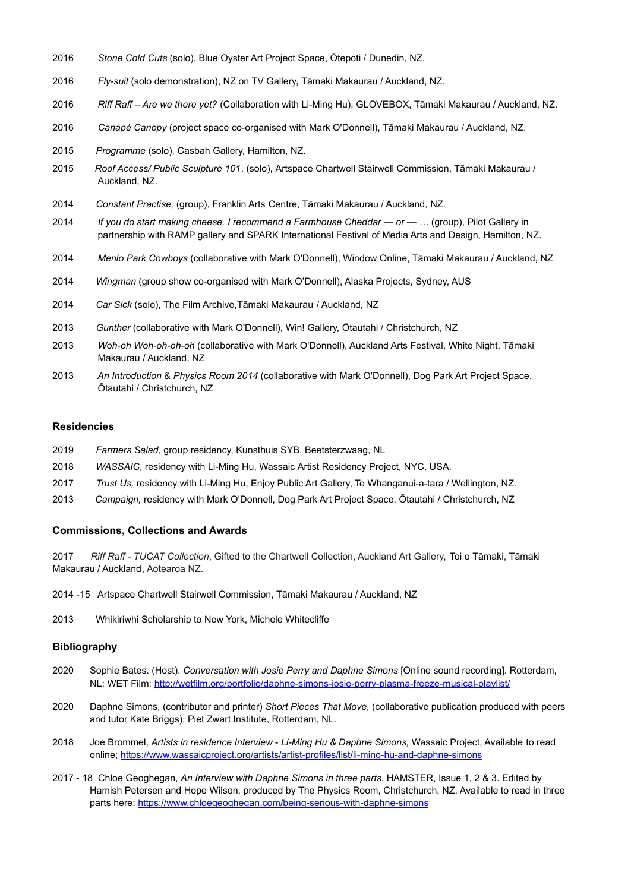2016 *Stone Cold Cuts* (solo), Blue Oyster Art Project Space, Ōtepoti / Dunedin, NZ.

2016 *Fly-suit* (solo demonstration), NZ on TV Gallery, Tāmaki Makaurau / Auckland, NZ.

2016 *Riff Raff – Are we there yet?* (Collaboration with Li-Ming Hu), GLOVEBOX, Tāmaki Makaurau / Auckland, NZ.

2016 *Canapé Canopy* (project space co-organised with Mark O'Donnell), Tāmaki Makaurau / Auckland, NZ.

2015 *Programme* (solo), Casbah Gallery, Hamilton, NZ.

2015 *Roof Access/ Public Sculpture 101*, (solo), Artspace Chartwell Stairwell Commission, Tāmaki Makaurau / Auckland, NZ.

2014 *Constant Practise,* (group), Franklin Arts Centre, Tāmaki Makaurau / Auckland, NZ.

2014 *If you do start making cheese, I recommend a Farmhouse Cheddar — or — …* (group), Pilot Gallery in partnership with RAMP gallery and SPARK International Festival of Media Arts and Design, Hamilton, NZ.

2014 *Menlo Park Cowboys* (collaborative with Mark O'Donnell), Window Online, Tāmaki Makaurau / Auckland, NZ

2014 *Wingman* (group show co-organised with Mark O'Donnell), Alaska Projects, Sydney, AUS

2014 *Car Sick* (solo), The Film Archive,Tāmaki Makaurau / Auckland, NZ

2013 *Gunther* (collaborative with Mark O'Donnell), Win! Gallery, Ōtautahi / Christchurch, NZ

2013 *Woh-oh Woh-oh-oh-oh* (collaborative with Mark O'Donnell), Auckland Arts Festival, White Night, Tāmaki Makaurau / Auckland, NZ

2013 *An Introduction* & *Physics Room 2014* (collaborative with Mark O'Donnell), Dog Park Art Project Space, Ōtautahi / Christchurch, NZ

### Residencies

2019 *Farmers Salad*, group residency, Kunsthuis SYB, Beetsterzwaag, NL

2018 *WASSAIC*, residency with Li-Ming Hu, Wassaic Artist Residency Project, NYC, USA.

2017 *Trust Us,* residency with Li-Ming Hu, Enjoy Public Art Gallery, Te Whanganui-a-tara / Wellington, NZ.

2013 *Campaign,* residency with Mark O'Donnell, Dog Park Art Project Space, Ōtautahi / Christchurch, NZ

### Commissions, Collections and Awards

2017 *Riff Raff - TUCAT Collection*, Gifted to the Chartwell Collection, Auckland Art Gallery, Toi o Tāmaki, Tāmaki Makaurau / Auckland, Aotearoa NZ.

2014 -15 Artspace Chartwell Stairwell Commission, Tāmaki Makaurau / Auckland, NZ

2013 Whikiriwhi Scholarship to New York, Michele Whitecliffe

### Bibliography

2020 Sophie Bates. (Host). *Conversation with Josie Perry and Daphne Simons* [Online sound recording]. Rotterdam, NL: WET Film: http://wetfilm.org/portfolio/daphne-simons-josie-perry-plasma-freeze-musical-playlist/

2020 Daphne Simons, (contributor and printer) *Short Pieces That Move*, (collaborative publication produced with peers and tutor Kate Briggs), Piet Zwart Institute, Rotterdam, NL.

2018 Joe Brommel, *Artists in residence Interview - Li-Ming Hu & Daphne Simons,* Wassaic Project, Available to read online; https://www.wassaicproject.org/artists/artist-profiles/list/li-ming-hu-and-daphne-simons

2017 - 18 Chloe Geoghegan, *An Interview with Daphne Simons in three parts*, HAMSTER, Issue 1, 2 & 3. Edited by Hamish Petersen and Hope Wilson, produced by The Physics Room, Christchurch, NZ. Available to read in three parts here: https://www.chloegeoghegan.com/being-serious-with-daphne-simons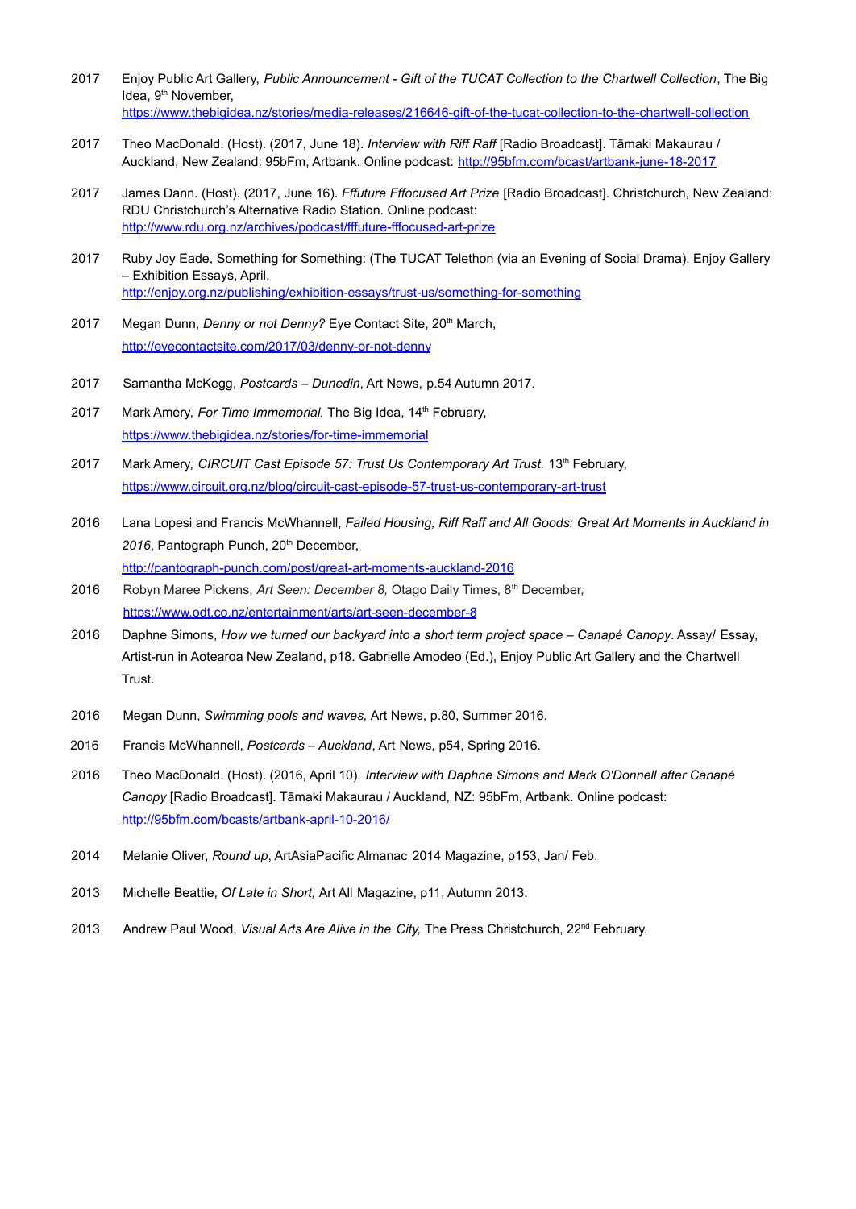2017 Enjoy Public Art Gallery, *Public Announcement - Gift of the TUCAT Collection to the Chartwell Collection*, The Big Idea, 9th November, https://www.thebigidea.nz/stories/media-releases/216646-gift-of-the-tucat-collection-to-the-chartwell-collection

2017 Theo MacDonald. (Host). (2017, June 18). *Interview with Riff Raff* [Radio Broadcast]. Tāmaki Makaurau / Auckland, New Zealand: 95bFm, Artbank. Online podcast: http://95bfm.com/bcast/artbank-june-18-2017

2017 James Dann. (Host). (2017, June 16). *Ffuture Fffocused Art Prize* [Radio Broadcast]. Christchurch, New Zealand: RDU Christchurch's Alternative Radio Station. Online podcast: http://www.rdu.org.nz/archives/podcast/fffuture-fffocused-art-prize

2017 Ruby Joy Eade, Something for Something: (The TUCAT Telethon (via an Evening of Social Drama). Enjoy Gallery – Exhibition Essays, April, http://enjoy.org.nz/publishing/exhibition-essays/trust-us/something-for-something

2017 Megan Dunn, *Denny or not Denny?* Eye Contact Site, 20th March, http://eyecontactsite.com/2017/03/denny-or-not-denny

2017 Samantha McKegg, *Postcards – Dunedin*, Art News, p.54 Autumn 2017.

2017 Mark Amery, *For Time Immemorial,* The Big Idea, 14th February, https://www.thebigidea.nz/stories/for-time-immemorial

2017 Mark Amery, *CIRCUIT Cast Episode 57: Trust Us Contemporary Art Trust.* 13th February, https://www.circuit.org.nz/blog/circuit-cast-episode-57-trust-us-contemporary-art-trust

2016 Lana Lopesi and Francis McWhannell, *Failed Housing, Riff Raff and All Goods: Great Art Moments in Auckland in 2016*, Pantograph Punch, 20th December, http://pantograph-punch.com/post/great-art-moments-auckland-2016

2016 Robyn Maree Pickens, *Art Seen: December 8,* Otago Daily Times, 8th December, https://www.odt.co.nz/entertainment/arts/art-seen-december-8

2016 Daphne Simons, *How we turned our backyard into a short term project space – Canapé Canopy*. Assay/ Essay, Artist-run in Aotearoa New Zealand, p18. Gabrielle Amodeo (Ed.), Enjoy Public Art Gallery and the Chartwell Trust.

2016 Megan Dunn, *Swimming pools and waves,* Art News, p.80, Summer 2016.

2016 Francis McWhannell, *Postcards – Auckland*, Art News, p54, Spring 2016.

2016 Theo MacDonald. (Host). (2016, April 10). *Interview with Daphne Simons and Mark O'Donnell after Canapé Canopy* [Radio Broadcast]. Tāmaki Makaurau / Auckland, NZ: 95bFm, Artbank. Online podcast: http://95bfm.com/bcasts/artbank-april-10-2016/

2014 Melanie Oliver, *Round up*, ArtAsiaPacific Almanac 2014 Magazine, p153, Jan/ Feb.

2013 Michelle Beattie, *Of Late in Short,* Art All Magazine, p11, Autumn 2013.

2013 Andrew Paul Wood, *Visual Arts Are Alive in the City,* The Press Christchurch, 22nd February.